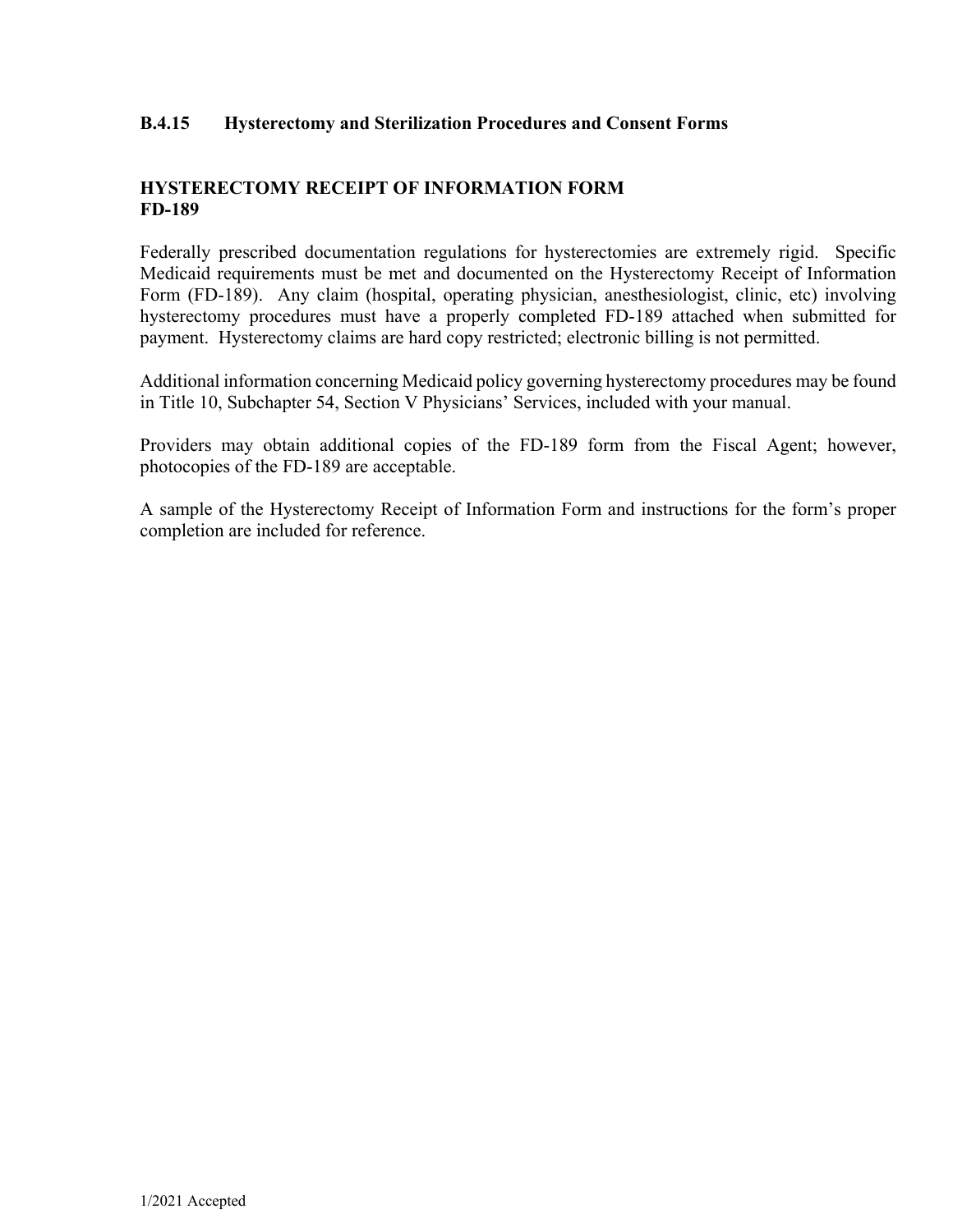## B.4.15 Hysterectomy and Sterilization Procedures and Consent Forms

### HYSTERECTOMY RECEIPT OF INFORMATION FORM FD-189

Federally prescribed documentation regulations for hysterectomies are extremely rigid. Specific Medicaid requirements must be met and documented on the Hysterectomy Receipt of Information Form (FD-189). Any claim (hospital, operating physician, anesthesiologist, clinic, etc) involving hysterectomy procedures must have a properly completed FD-189 attached when submitted for payment. Hysterectomy claims are hard copy restricted; electronic billing is not permitted.

Additional information concerning Medicaid policy governing hysterectomy procedures may be found in Title 10, Subchapter 54, Section V Physicians' Services, included with your manual.

Providers may obtain additional copies of the FD-189 form from the Fiscal Agent; however, photocopies of the FD-189 are acceptable.

A sample of the Hysterectomy Receipt of Information Form and instructions for the form's proper completion are included for reference.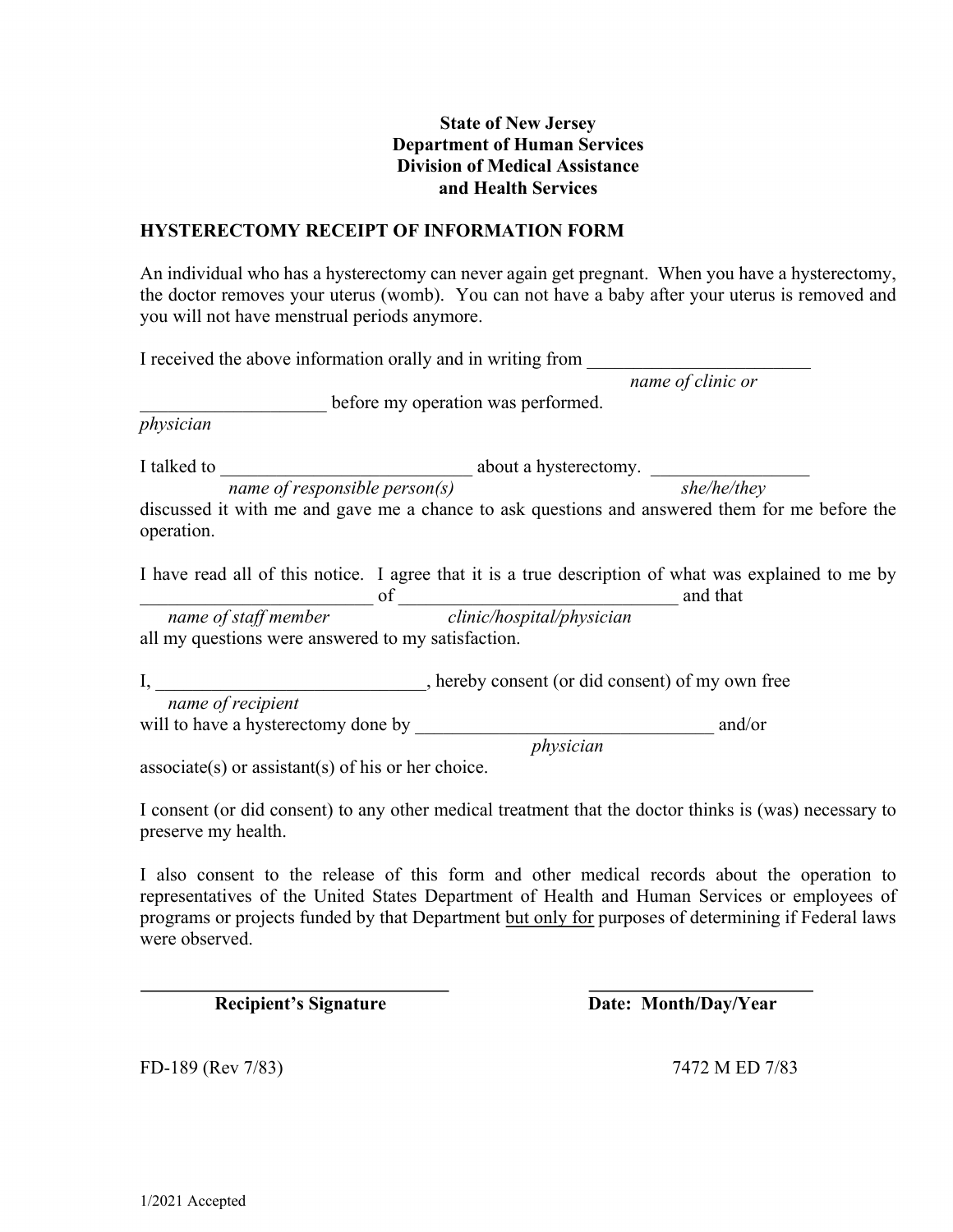**State of New Jersey**
**Department of Human Services**
**Division of Medical Assistance**
**and Health Services**

## HYSTERECTOMY RECEIPT OF INFORMATION FORM

An individual who has a hysterectomy can never again get pregnant. When you have a hysterectomy, the doctor removes your uterus (womb). You can not have a baby after your uterus is removed and you will not have menstrual periods anymore.

I received the above information orally and in writing from ________________________ *name of clinic or* ____________________ *physician* before my operation was performed.

I talked to ___________________________ *name of responsible person(s)* about a hysterectomy. _________________ *she/he/they* discussed it with me and gave me a chance to ask questions and answered them for me before the operation.

I have read all of this notice. I agree that it is a true description of what was explained to me by _________________________ *name of staff member* of ______________________________ *clinic/hospital/physician* and that all my questions were answered to my satisfaction.

I, ____________________________ *name of recipient*, hereby consent (or did consent) of my own free will to have a hysterectomy done by ________________________________ *physician* and/or associate(s) or assistant(s) of his or her choice.

I consent (or did consent) to any other medical treatment that the doctor thinks is (was) necessary to preserve my health.

I also consent to the release of this form and other medical records about the operation to representatives of the United States Department of Health and Human Services or employees of programs or projects funded by that Department but only for purposes of determining if Federal laws were observed.

___________________________________ **Recipient's Signature**

___________________________ **Date: Month/Day/Year**

FD-189 (Rev 7/83) 7472 M ED 7/83

1/2021 Accepted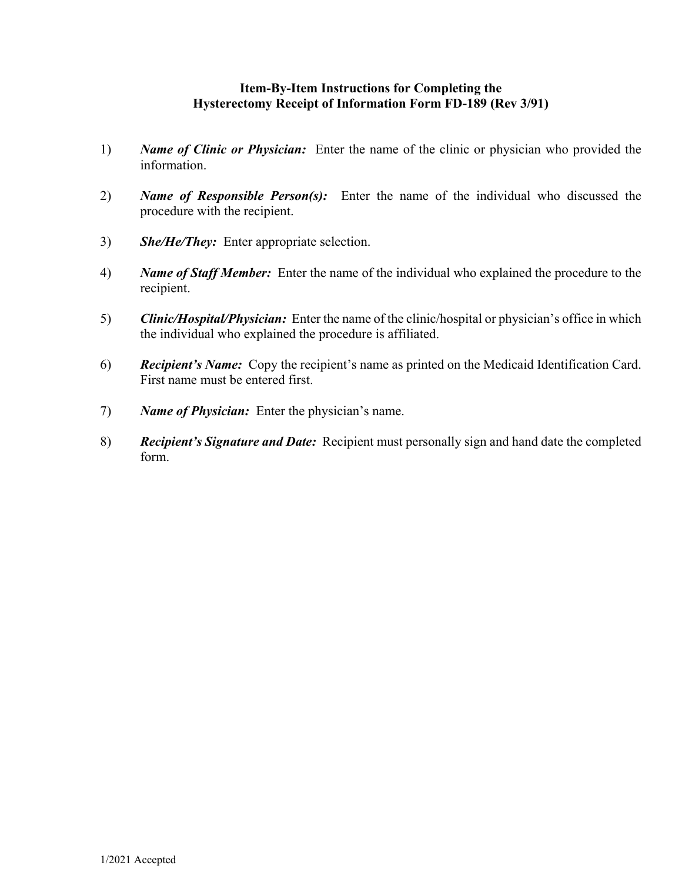**Item-By-Item Instructions for Completing the Hysterectomy Receipt of Information Form FD-189 (Rev 3/91)**

1) ***Name of Clinic or Physician:*** Enter the name of the clinic or physician who provided the information.

2) ***Name of Responsible Person(s):*** Enter the name of the individual who discussed the procedure with the recipient.

3) ***She/He/They:*** Enter appropriate selection.

4) ***Name of Staff Member:*** Enter the name of the individual who explained the procedure to the recipient.

5) ***Clinic/Hospital/Physician:*** Enter the name of the clinic/hospital or physician's office in which the individual who explained the procedure is affiliated.

6) ***Recipient's Name:*** Copy the recipient's name as printed on the Medicaid Identification Card. First name must be entered first.

7) ***Name of Physician:*** Enter the physician's name.

8) ***Recipient's Signature and Date:*** Recipient must personally sign and hand date the completed form.

1/2021 Accepted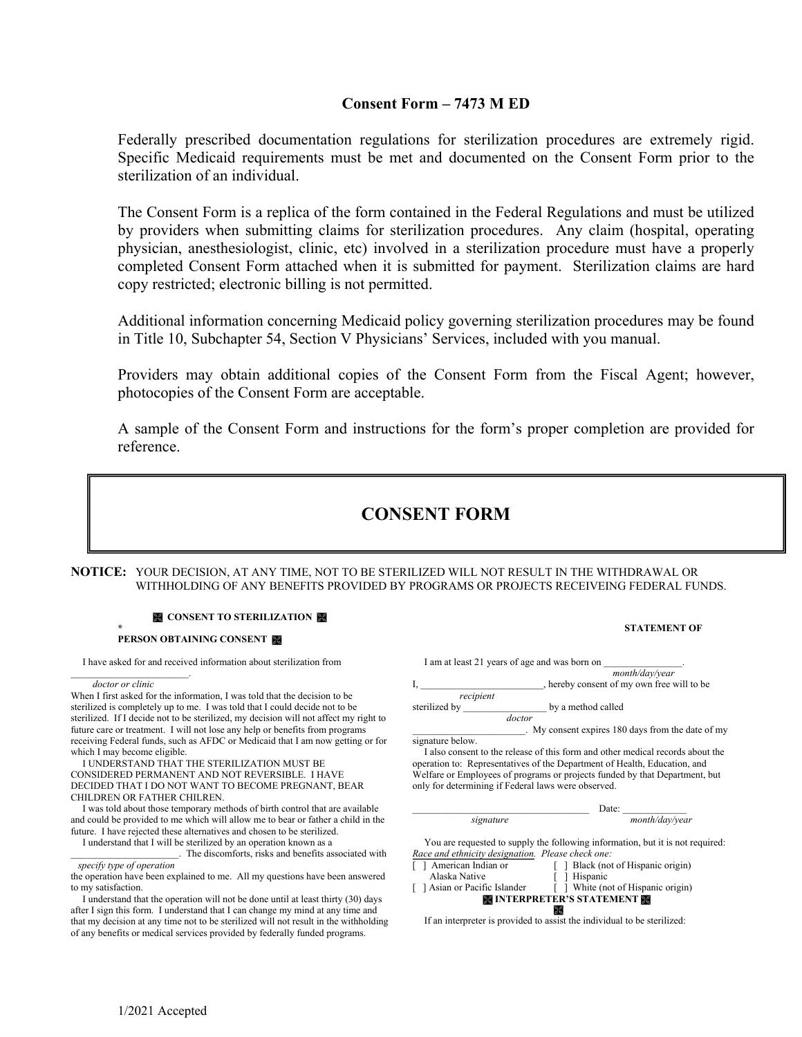**Consent Form – 7473 M ED**

Federally prescribed documentation regulations for sterilization procedures are extremely rigid. Specific Medicaid requirements must be met and documented on the Consent Form prior to the sterilization of an individual.

The Consent Form is a replica of the form contained in the Federal Regulations and must be utilized by providers when submitting claims for sterilization procedures. Any claim (hospital, operating physician, anesthesiologist, clinic, etc) involved in a sterilization procedure must have a properly completed Consent Form attached when it is submitted for payment. Sterilization claims are hard copy restricted; electronic billing is not permitted.

Additional information concerning Medicaid policy governing sterilization procedures may be found in Title 10, Subchapter 54, Section V Physicians' Services, included with you manual.

Providers may obtain additional copies of the Consent Form from the Fiscal Agent; however, photocopies of the Consent Form are acceptable.

A sample of the Consent Form and instructions for the form's proper completion are provided for reference.

# CONSENT FORM

**NOTICE:** YOUR DECISION, AT ANY TIME, NOT TO BE STERILIZED WILL NOT RESULT IN THE WITHDRAWAL OR WITHHOLDING OF ANY BENEFITS PROVIDED BY PROGRAMS OR PROJECTS RECEIVEING FEDERAL FUNDS.

**CONSENT TO STERILIZATION**

I have asked for and received information about sterilization from ______________________.
*doctor or clinic*
When I first asked for the information, I was told that the decision to be sterilized is completely up to me. I was told that I could decide not to be sterilized. If I decide not to be sterilized, my decision will not affect my right to future care or treatment. I will not lose any help or benefits from programs receiving Federal funds, such as AFDC or Medicaid that I am now getting or for which I may become eligible.

I UNDERSTAND THAT THE STERILIZATION MUST BE CONSIDERED PERMANENT AND NOT REVERSIBLE. I HAVE DECIDED THAT I DO NOT WANT TO BECOME PREGNANT, BEAR CHILDREN OR FATHER CHILREN.

I was told about those temporary methods of birth control that are available and could be provided to me which will allow me to bear or father a child in the future. I have rejected these alternatives and chosen to be sterilized.

I understand that I will be sterilized by an operation known as a ______________________. The discomforts, risks and benefits associated with
*specify type of operation*
the operation have been explained to me. All my questions have been answered to my satisfaction.

I understand that the operation will not be done until at least thirty (30) days after I sign this form. I understand that I can change my mind at any time and that my decision at any time not to be sterilized will not result in the withholding of any benefits or medical services provided by federally funded programs.

I am at least 21 years of age and was born on _______________.
*month/day/year*

I, ________________________, hereby consent of my own free will to be
*recipient*
sterilized by ________________ by a method called
*doctor*
______________________. My consent expires 180 days from the date of my signature below.

I also consent to the release of this form and other medical records about the operation to: Representatives of the Department of Health, Education, and Welfare or Employees of programs or projects funded by that Department, but only for determining if Federal laws were observed.

___________________________________ Date: _____________
*signature* *month/day/year*

You are requested to supply the following information, but it is not required:
*Race and ethnicity designation. Please check one:*

[ ] American Indian or Alaska Native
[ ] Asian or Pacific Islander
[ ] Black (not of Hispanic origin)
[ ] Hispanic
[ ] White (not of Hispanic origin)

**INTERPRETER'S STATEMENT**

If an interpreter is provided to assist the individual to be sterilized:

**STATEMENT OF PERSON OBTAINING CONSENT**

1/2021 Accepted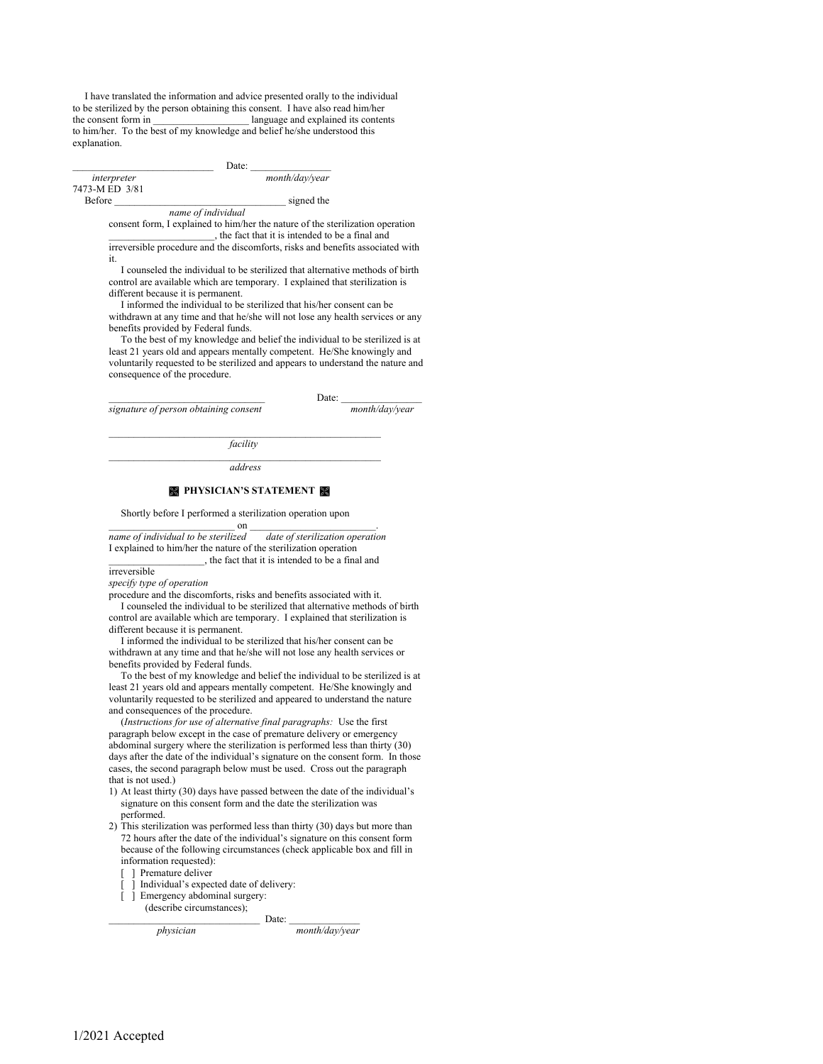I have translated the information and advice presented orally to the individual to be sterilized by the person obtaining this consent. I have also read him/her the consent form in ___________________ language and explained its contents to him/her. To the best of my knowledge and belief he/she understood this explanation.

____________________________ Date: ________________
*interpreter* *month/day/year*

7473-M ED 3/81

Before _________________________________ signed the
*name of individual*
consent form, I explained to him/her the nature of the sterilization operation _____________________, the fact that it is intended to be a final and irreversible procedure and the discomforts, risks and benefits associated with it.

I counseled the individual to be sterilized that alternative methods of birth control are available which are temporary. I explained that sterilization is different because it is permanent.

I informed the individual to be sterilized that his/her consent can be withdrawn at any time and that he/she will not lose any health services or any benefits provided by Federal funds.

To the best of my knowledge and belief the individual to be sterilized is at least 21 years old and appears mentally competent. He/She knowingly and voluntarily requested to be sterilized and appears to understand the nature and consequence of the procedure.

______________________________ Date: ________________
*signature of person obtaining consent* *month/day/year*

________________________________________________________
*facility*

________________________________________________________
*address*

## PHYSICIAN'S STATEMENT

Shortly before I performed a sterilization operation upon
_______________________ on _________________________.
*name of individual to be sterilized* *date of sterilization operation*
I explained to him/her the nature of the sterilization operation
___________________, the fact that it is intended to be a final and irreversible
*specify type of operation*
procedure and the discomforts, risks and benefits associated with it.

I counseled the individual to be sterilized that alternative methods of birth control are available which are temporary. I explained that sterilization is different because it is permanent.

I informed the individual to be sterilized that his/her consent can be withdrawn at any time and that he/she will not lose any health services or benefits provided by Federal funds.

To the best of my knowledge and belief the individual to be sterilized is at least 21 years old and appears mentally competent. He/She knowingly and voluntarily requested to be sterilized and appeared to understand the nature and consequences of the procedure.

(*Instructions for use of alternative final paragraphs:* Use the first paragraph below except in the case of premature delivery or emergency abdominal surgery where the sterilization is performed less than thirty (30) days after the date of the individual's signature on the consent form. In those cases, the second paragraph below must be used. Cross out the paragraph that is not used.)

1) At least thirty (30) days have passed between the date of the individual's signature on this consent form and the date the sterilization was performed.
2) This sterilization was performed less than thirty (30) days but more than 72 hours after the date of the individual's signature on this consent form because of the following circumstances (check applicable box and fill in information requested):
   - [ ] Premature deliver
   - [ ] Individual's expected date of delivery:
   - [ ] Emergency abdominal surgery:
     (describe circumstances);

______________________________ Date: ______________
*physician* *month/day/year*

1/2021 Accepted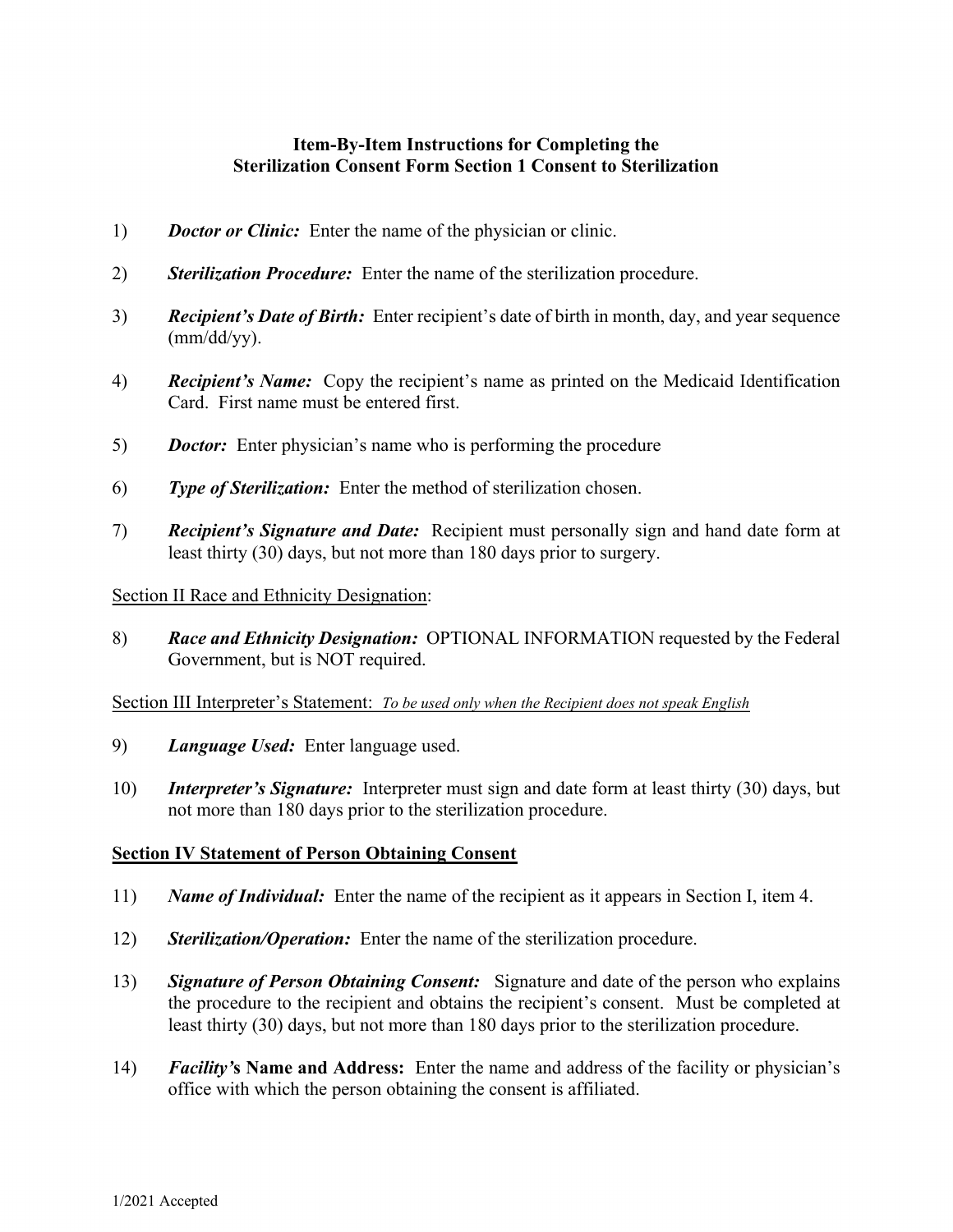**Item-By-Item Instructions for Completing the Sterilization Consent Form Section 1 Consent to Sterilization**

1) ***Doctor or Clinic:*** Enter the name of the physician or clinic.

2) ***Sterilization Procedure:*** Enter the name of the sterilization procedure.

3) ***Recipient's Date of Birth:*** Enter recipient's date of birth in month, day, and year sequence (mm/dd/yy).

4) ***Recipient's Name:*** Copy the recipient's name as printed on the Medicaid Identification Card. First name must be entered first.

5) ***Doctor:*** Enter physician's name who is performing the procedure

6) ***Type of Sterilization:*** Enter the method of sterilization chosen.

7) ***Recipient's Signature and Date:*** Recipient must personally sign and hand date form at least thirty (30) days, but not more than 180 days prior to surgery.

<u>Section II Race and Ethnicity Designation</u>:

8) ***Race and Ethnicity Designation:*** OPTIONAL INFORMATION requested by the Federal Government, but is NOT required.

<u>Section III Interpreter's Statement:</u> <u>*To be used only when the Recipient does not speak English*</u>

9) ***Language Used:*** Enter language used.

10) ***Interpreter's Signature:*** Interpreter must sign and date form at least thirty (30) days, but not more than 180 days prior to the sterilization procedure.

**<u>Section IV Statement of Person Obtaining Consent</u>**

11) ***Name of Individual:*** Enter the name of the recipient as it appears in Section I, item 4.

12) ***Sterilization/Operation:*** Enter the name of the sterilization procedure.

13) ***Signature of Person Obtaining Consent:*** Signature and date of the person who explains the procedure to the recipient and obtains the recipient's consent. Must be completed at least thirty (30) days, but not more than 180 days prior to the sterilization procedure.

14) ***Facility's* Name and Address:** Enter the name and address of the facility or physician's office with which the person obtaining the consent is affiliated.

1/2021 Accepted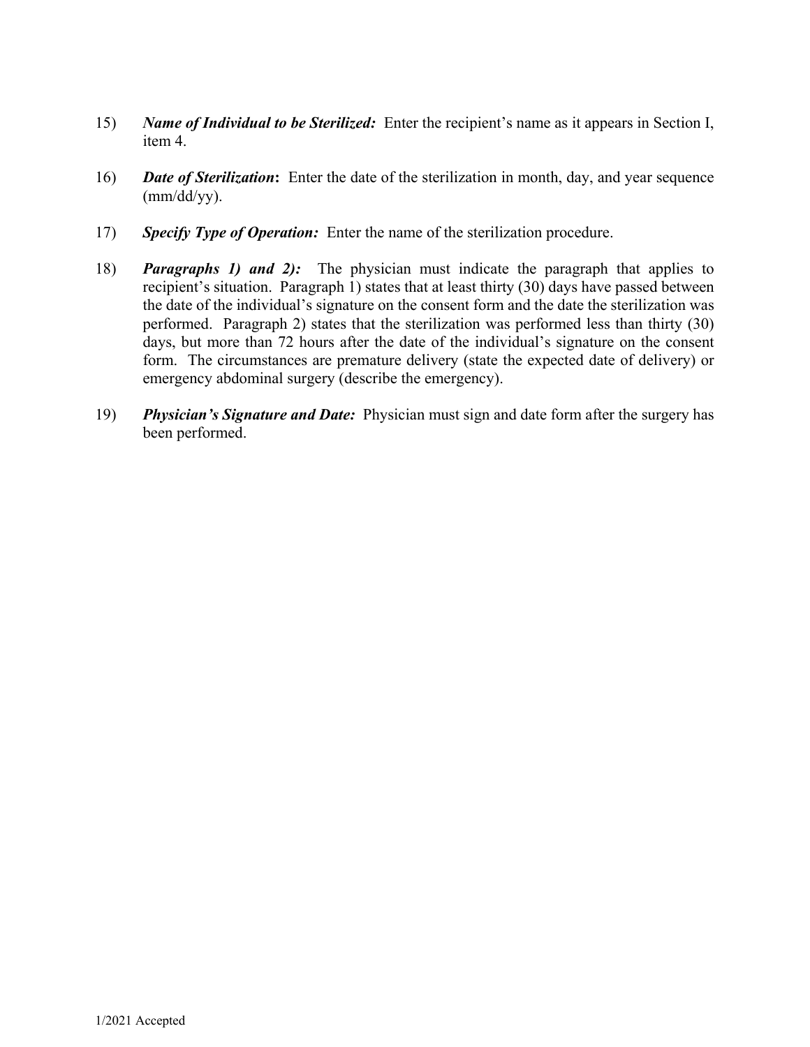15) ***Name of Individual to be Sterilized:*** Enter the recipient's name as it appears in Section I, item 4.

16) ***Date of Sterilization*****:** Enter the date of the sterilization in month, day, and year sequence (mm/dd/yy).

17) ***Specify Type of Operation:*** Enter the name of the sterilization procedure.

18) ***Paragraphs 1) and 2):*** The physician must indicate the paragraph that applies to recipient's situation. Paragraph 1) states that at least thirty (30) days have passed between the date of the individual's signature on the consent form and the date the sterilization was performed. Paragraph 2) states that the sterilization was performed less than thirty (30) days, but more than 72 hours after the date of the individual's signature on the consent form. The circumstances are premature delivery (state the expected date of delivery) or emergency abdominal surgery (describe the emergency).

19) ***Physician's Signature and Date:*** Physician must sign and date form after the surgery has been performed.

1/2021 Accepted